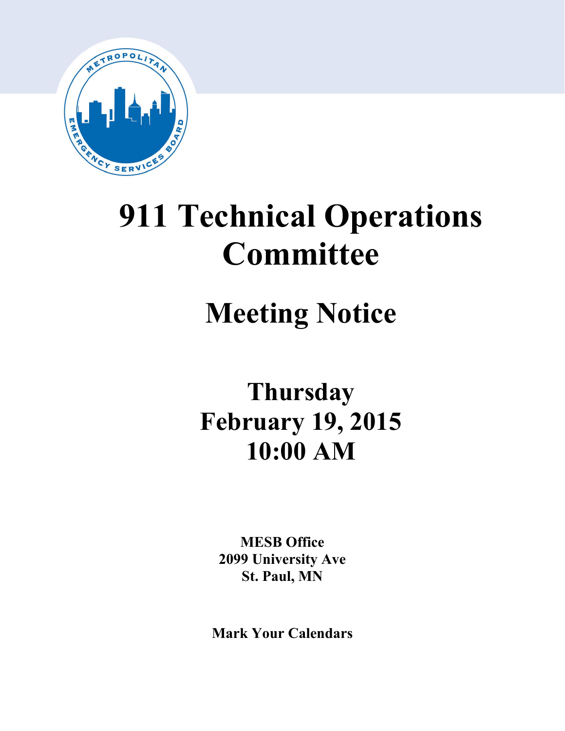# 911 Technical Operations Committee

## Meeting Notice

**Thursday**
**February 19, 2015**
**10:00 AM**

**MESB Office**
**2099 University Ave**
**St. Paul, MN**

**Mark Your Calendars**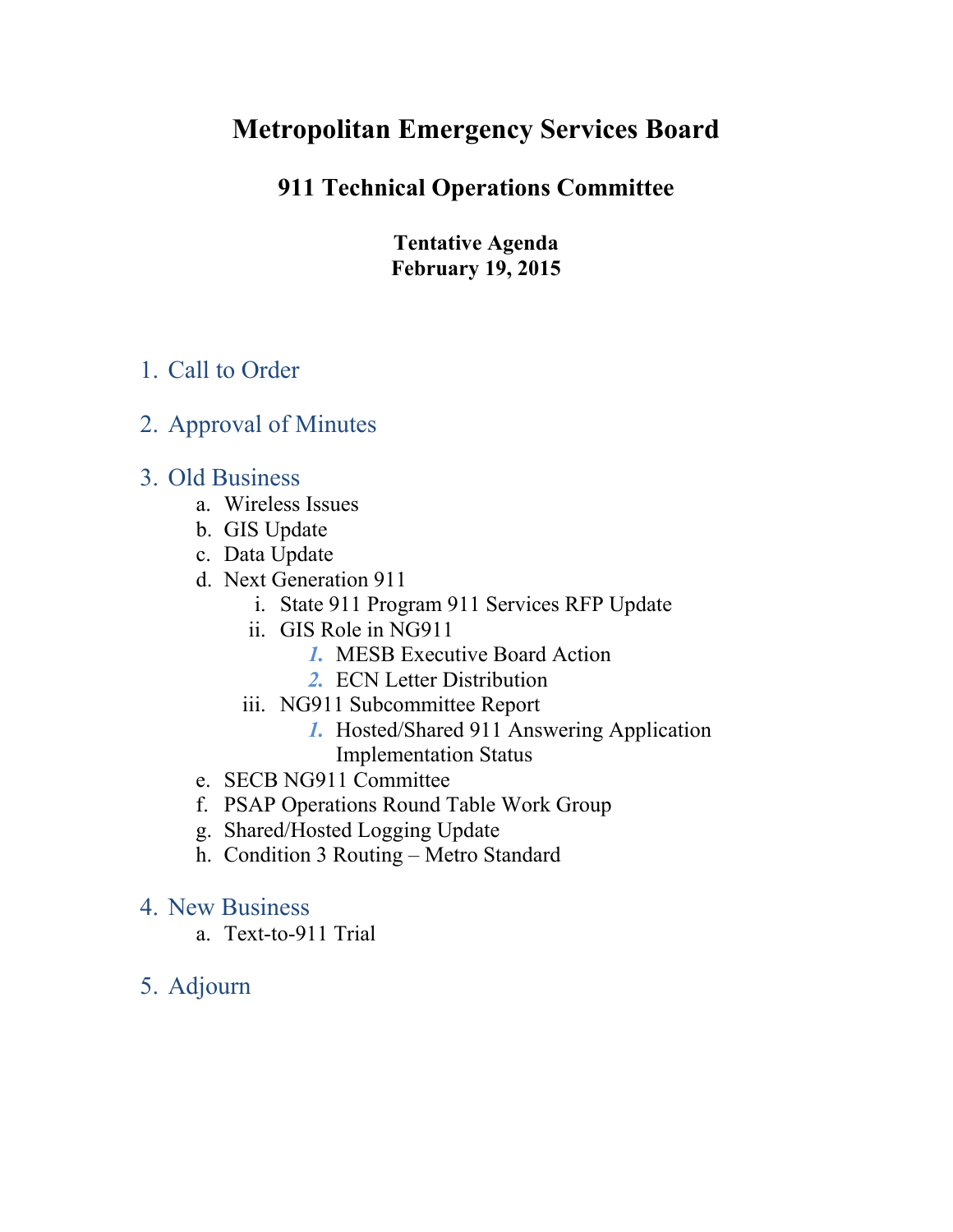# Metropolitan Emergency Services Board

## 911 Technical Operations Committee

**Tentative Agenda**
**February 19, 2015**

1. Call to Order

2. Approval of Minutes

3. Old Business
   a. Wireless Issues
   b. GIS Update
   c. Data Update
   d. Next Generation 911
      i. State 911 Program 911 Services RFP Update
      ii. GIS Role in NG911
         1. MESB Executive Board Action
         2. ECN Letter Distribution
      iii. NG911 Subcommittee Report
         1. Hosted/Shared 911 Answering Application Implementation Status
   e. SECB NG911 Committee
   f. PSAP Operations Round Table Work Group
   g. Shared/Hosted Logging Update
   h. Condition 3 Routing – Metro Standard

4. New Business
   a. Text-to-911 Trial

5. Adjourn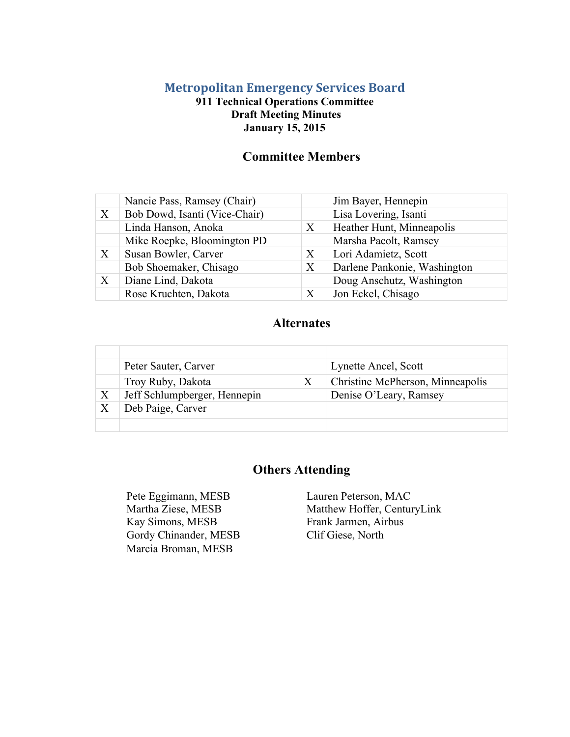# Metropolitan Emergency Services Board

**911 Technical Operations Committee**
**Draft Meeting Minutes**
**January 15, 2015**

## Committee Members

| | | | |
|---|---|---|---|
| | Nancie Pass, Ramsey (Chair) | | Jim Bayer, Hennepin |
| X | Bob Dowd, Isanti (Vice-Chair) | | Lisa Lovering, Isanti |
| | Linda Hanson, Anoka | X | Heather Hunt, Minneapolis |
| | Mike Roepke, Bloomington PD | | Marsha Pacolt, Ramsey |
| X | Susan Bowler, Carver | X | Lori Adamietz, Scott |
| | Bob Shoemaker, Chisago | X | Darlene Pankonie, Washington |
| X | Diane Lind, Dakota | | Doug Anschutz, Washington |
| | Rose Kruchten, Dakota | X | Jon Eckel, Chisago |

## Alternates

| | | | |
|---|---|---|---|
| | Peter Sauter, Carver | | Lynette Ancel, Scott |
| | Troy Ruby, Dakota | X | Christine McPherson, Minneapolis |
| X | Jeff Schlumpberger, Hennepin | | Denise O'Leary, Ramsey |
| X | Deb Paige, Carver | | |

## Others Attending

Pete Eggimann, MESB
Martha Ziese, MESB
Kay Simons, MESB
Gordy Chinander, MESB
Marcia Broman, MESB
Lauren Peterson, MAC
Matthew Hoffer, CenturyLink
Frank Jarmen, Airbus
Clif Giese, North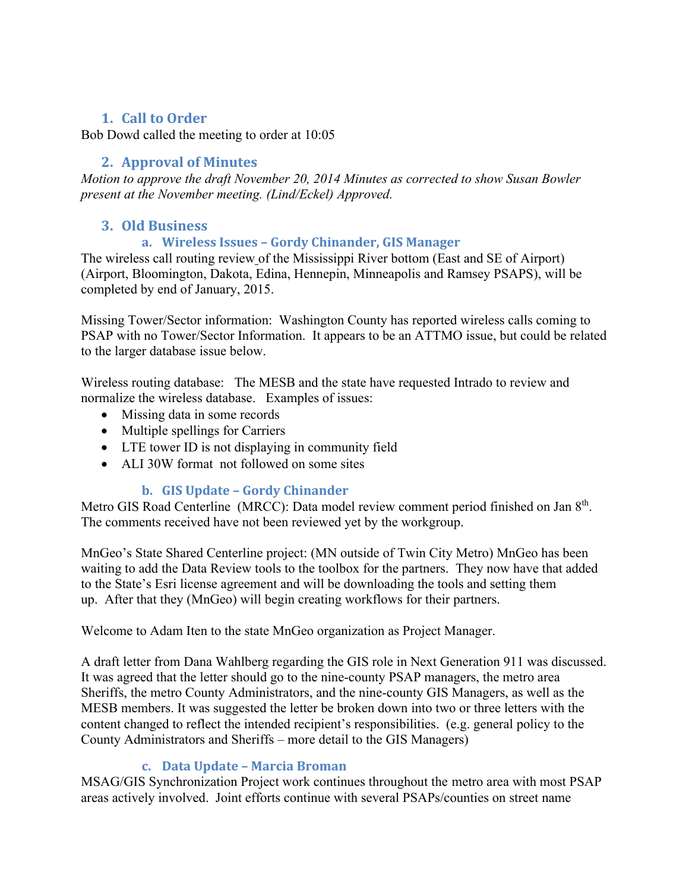## 1. Call to Order

Bob Dowd called the meeting to order at 10:05

## 2. Approval of Minutes

*Motion to approve the draft November 20, 2014 Minutes as corrected to show Susan Bowler present at the November meeting. (Lind/Eckel) Approved.*

## 3. Old Business

### a. Wireless Issues – Gordy Chinander, GIS Manager

The wireless call routing review of the Mississippi River bottom (East and SE of Airport) (Airport, Bloomington, Dakota, Edina, Hennepin, Minneapolis and Ramsey PSAPS), will be completed by end of January, 2015.

Missing Tower/Sector information: Washington County has reported wireless calls coming to PSAP with no Tower/Sector Information. It appears to be an ATTMO issue, but could be related to the larger database issue below.

Wireless routing database: The MESB and the state have requested Intrado to review and normalize the wireless database. Examples of issues:

- Missing data in some records
- Multiple spellings for Carriers
- LTE tower ID is not displaying in community field
- ALI 30W format not followed on some sites

### b. GIS Update – Gordy Chinander

Metro GIS Road Centerline (MRCC): Data model review comment period finished on Jan 8th. The comments received have not been reviewed yet by the workgroup.

MnGeo's State Shared Centerline project: (MN outside of Twin City Metro) MnGeo has been waiting to add the Data Review tools to the toolbox for the partners. They now have that added to the State's Esri license agreement and will be downloading the tools and setting them up. After that they (MnGeo) will begin creating workflows for their partners.

Welcome to Adam Iten to the state MnGeo organization as Project Manager.

A draft letter from Dana Wahlberg regarding the GIS role in Next Generation 911 was discussed. It was agreed that the letter should go to the nine-county PSAP managers, the metro area Sheriffs, the metro County Administrators, and the nine-county GIS Managers, as well as the MESB members. It was suggested the letter be broken down into two or three letters with the content changed to reflect the intended recipient's responsibilities. (e.g. general policy to the County Administrators and Sheriffs – more detail to the GIS Managers)

### c. Data Update – Marcia Broman

MSAG/GIS Synchronization Project work continues throughout the metro area with most PSAP areas actively involved. Joint efforts continue with several PSAPs/counties on street name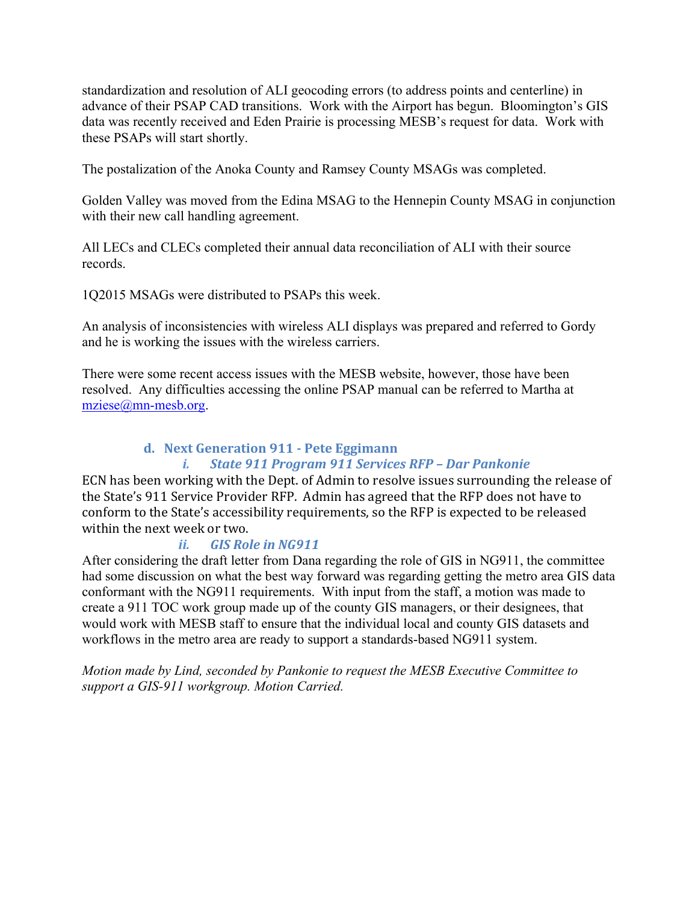standardization and resolution of ALI geocoding errors (to address points and centerline) in advance of their PSAP CAD transitions. Work with the Airport has begun. Bloomington's GIS data was recently received and Eden Prairie is processing MESB's request for data. Work with these PSAPs will start shortly.

The postalization of the Anoka County and Ramsey County MSAGs was completed.

Golden Valley was moved from the Edina MSAG to the Hennepin County MSAG in conjunction with their new call handling agreement.

All LECs and CLECs completed their annual data reconciliation of ALI with their source records.

1Q2015 MSAGs were distributed to PSAPs this week.

An analysis of inconsistencies with wireless ALI displays was prepared and referred to Gordy and he is working the issues with the wireless carriers.

There were some recent access issues with the MESB website, however, those have been resolved. Any difficulties accessing the online PSAP manual can be referred to Martha at mziese@mn-mesb.org.

### d. Next Generation 911 - Pete Eggimann

#### *i. State 911 Program 911 Services RFP – Dar Pankonie*

ECN has been working with the Dept. of Admin to resolve issues surrounding the release of the State's 911 Service Provider RFP. Admin has agreed that the RFP does not have to conform to the State's accessibility requirements, so the RFP is expected to be released within the next week or two.

#### *ii. GIS Role in NG911*

After considering the draft letter from Dana regarding the role of GIS in NG911, the committee had some discussion on what the best way forward was regarding getting the metro area GIS data conformant with the NG911 requirements. With input from the staff, a motion was made to create a 911 TOC work group made up of the county GIS managers, or their designees, that would work with MESB staff to ensure that the individual local and county GIS datasets and workflows in the metro area are ready to support a standards-based NG911 system.

*Motion made by Lind, seconded by Pankonie to request the MESB Executive Committee to support a GIS-911 workgroup. Motion Carried.*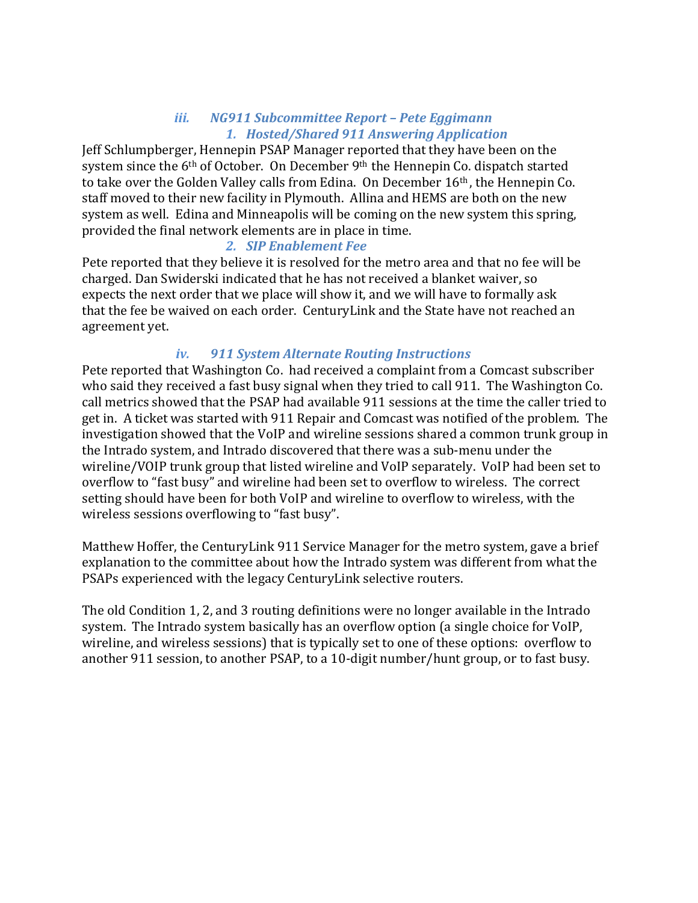### *iii. NG911 Subcommittee Report – Pete Eggimann*

#### *1. Hosted/Shared 911 Answering Application*

Jeff Schlumpberger, Hennepin PSAP Manager reported that they have been on the system since the 6th of October. On December 9th the Hennepin Co. dispatch started to take over the Golden Valley calls from Edina. On December 16th, the Hennepin Co. staff moved to their new facility in Plymouth. Allina and HEMS are both on the new system as well. Edina and Minneapolis will be coming on the new system this spring, provided the final network elements are in place in time.

#### *2. SIP Enablement Fee*

Pete reported that they believe it is resolved for the metro area and that no fee will be charged. Dan Swiderski indicated that he has not received a blanket waiver, so expects the next order that we place will show it, and we will have to formally ask that the fee be waived on each order. CenturyLink and the State have not reached an agreement yet.

### *iv. 911 System Alternate Routing Instructions*

Pete reported that Washington Co. had received a complaint from a Comcast subscriber who said they received a fast busy signal when they tried to call 911. The Washington Co. call metrics showed that the PSAP had available 911 sessions at the time the caller tried to get in. A ticket was started with 911 Repair and Comcast was notified of the problem. The investigation showed that the VoIP and wireline sessions shared a common trunk group in the Intrado system, and Intrado discovered that there was a sub-menu under the wireline/VOIP trunk group that listed wireline and VoIP separately. VoIP had been set to overflow to "fast busy" and wireline had been set to overflow to wireless. The correct setting should have been for both VoIP and wireline to overflow to wireless, with the wireless sessions overflowing to "fast busy".

Matthew Hoffer, the CenturyLink 911 Service Manager for the metro system, gave a brief explanation to the committee about how the Intrado system was different from what the PSAPs experienced with the legacy CenturyLink selective routers.

The old Condition 1, 2, and 3 routing definitions were no longer available in the Intrado system. The Intrado system basically has an overflow option (a single choice for VoIP, wireline, and wireless sessions) that is typically set to one of these options: overflow to another 911 session, to another PSAP, to a 10-digit number/hunt group, or to fast busy.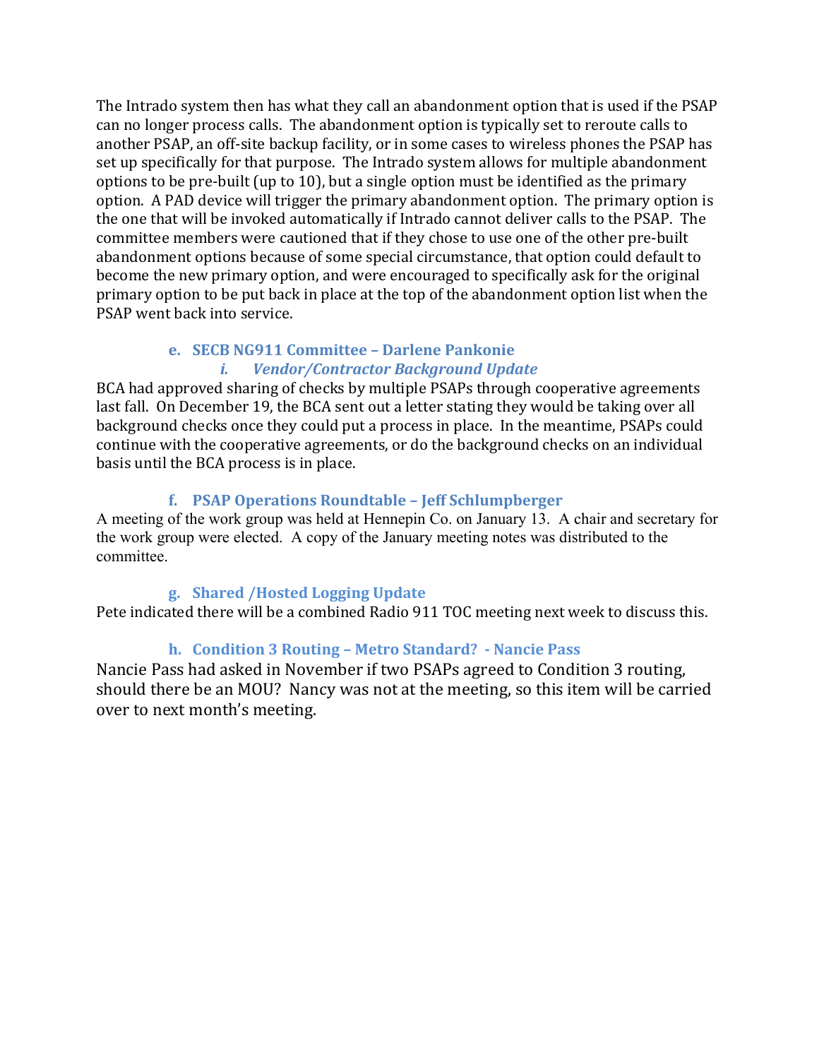The Intrado system then has what they call an abandonment option that is used if the PSAP can no longer process calls. The abandonment option is typically set to reroute calls to another PSAP, an off-site backup facility, or in some cases to wireless phones the PSAP has set up specifically for that purpose. The Intrado system allows for multiple abandonment options to be pre-built (up to 10), but a single option must be identified as the primary option. A PAD device will trigger the primary abandonment option. The primary option is the one that will be invoked automatically if Intrado cannot deliver calls to the PSAP. The committee members were cautioned that if they chose to use one of the other pre-built abandonment options because of some special circumstance, that option could default to become the new primary option, and were encouraged to specifically ask for the original primary option to be put back in place at the top of the abandonment option list when the PSAP went back into service.

### e. SECB NG911 Committee – Darlene Pankonie

#### *i. Vendor/Contractor Background Update*

BCA had approved sharing of checks by multiple PSAPs through cooperative agreements last fall. On December 19, the BCA sent out a letter stating they would be taking over all background checks once they could put a process in place. In the meantime, PSAPs could continue with the cooperative agreements, or do the background checks on an individual basis until the BCA process is in place.

### f. PSAP Operations Roundtable – Jeff Schlumpberger

A meeting of the work group was held at Hennepin Co. on January 13. A chair and secretary for the work group were elected. A copy of the January meeting notes was distributed to the committee.

### g. Shared /Hosted Logging Update

Pete indicated there will be a combined Radio 911 TOC meeting next week to discuss this.

### h. Condition 3 Routing – Metro Standard? - Nancie Pass

Nancie Pass had asked in November if two PSAPs agreed to Condition 3 routing, should there be an MOU? Nancy was not at the meeting, so this item will be carried over to next month's meeting.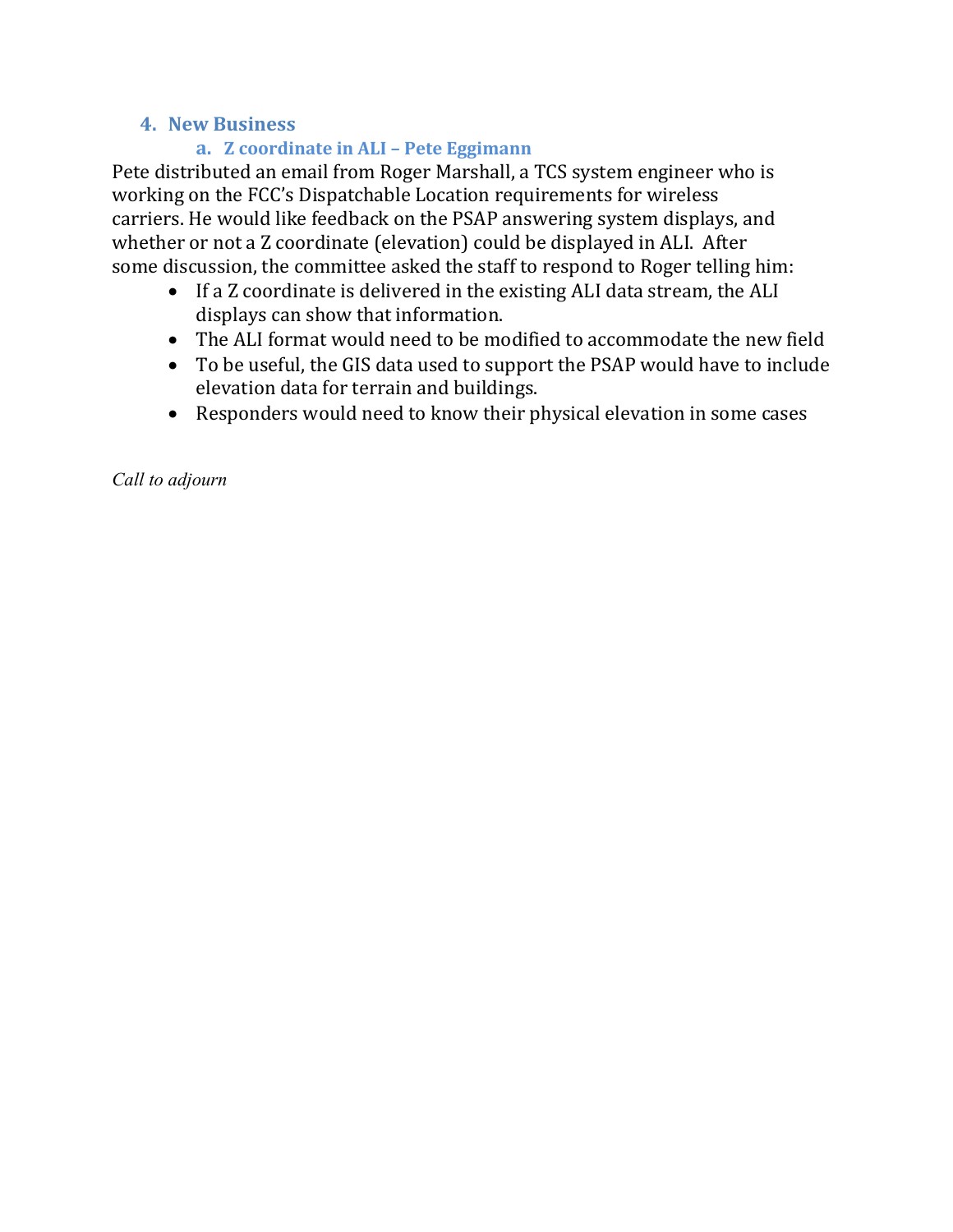## 4. New Business

### a. Z coordinate in ALI – Pete Eggimann

Pete distributed an email from Roger Marshall, a TCS system engineer who is working on the FCC's Dispatchable Location requirements for wireless carriers. He would like feedback on the PSAP answering system displays, and whether or not a Z coordinate (elevation) could be displayed in ALI. After some discussion, the committee asked the staff to respond to Roger telling him:

- If a Z coordinate is delivered in the existing ALI data stream, the ALI displays can show that information.
- The ALI format would need to be modified to accommodate the new field
- To be useful, the GIS data used to support the PSAP would have to include elevation data for terrain and buildings.
- Responders would need to know their physical elevation in some cases

*Call to adjourn*